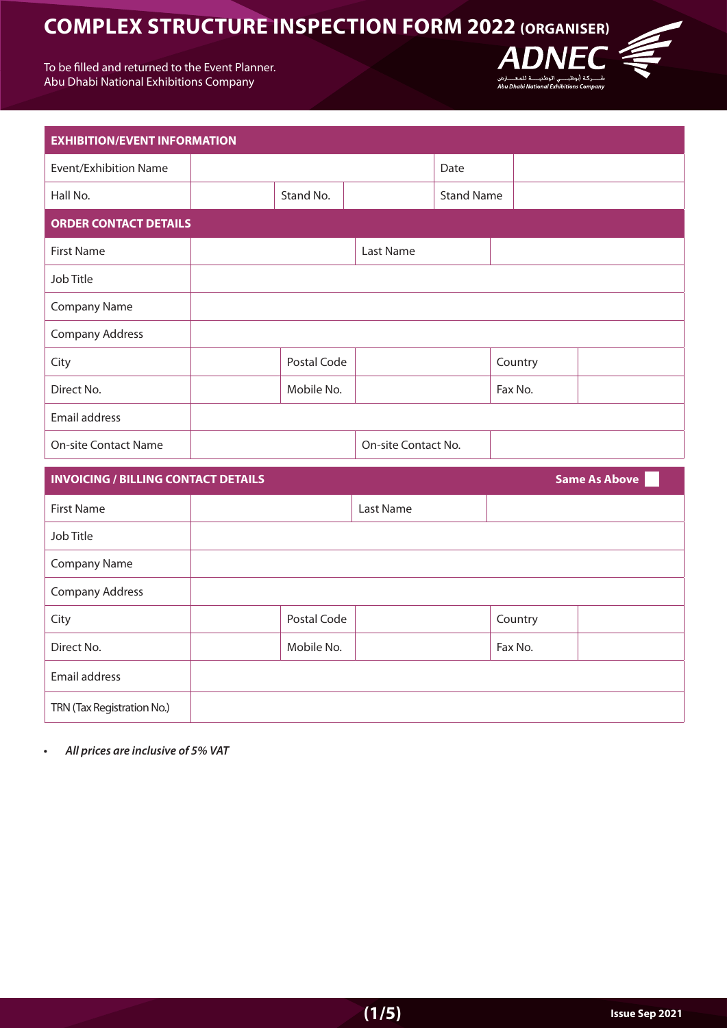# COMPLEX STRUCTURE INSPECTION FORM 2022 (ORGANISER)

To be filled and returned to the Event Planner.
Abu Dhabi National Exhibitions Company

ADNEC
شـــركة أبوظبـــي الوطنيـــة للمعـــارض
Abu Dhabi National Exhibitions Company

| **EXHIBITION/EVENT INFORMATION** | | | | | |
|---|---|---|---|---|---|
| Event/Exhibition Name | | | | Date | |
| Hall No. | | Stand No. | | Stand Name | |

| **ORDER CONTACT DETAILS** | | | | | |
|---|---|---|---|---|---|
| First Name | | | Last Name | | |
| Job Title | | | | | |
| Company Name | | | | | |
| Company Address | | | | | |
| City | | Postal Code | | Country | |
| Direct No. | | Mobile No. | | Fax No. | |
| Email address | | | | | |
| On-site Contact Name | | | On-site Contact No. | | |

| **INVOICING / BILLING CONTACT DETAILS** | | | | **Same As Above** ☐ | |
|---|---|---|---|---|---|
| First Name | | | Last Name | | |
| Job Title | | | | | |
| Company Name | | | | | |
| Company Address | | | | | |
| City | | Postal Code | | Country | |
| Direct No. | | Mobile No. | | Fax No. | |
| Email address | | | | | |
| TRN (Tax Registration No.) | | | | | |

- ***All prices are inclusive of 5% VAT***

Issue Sep 2021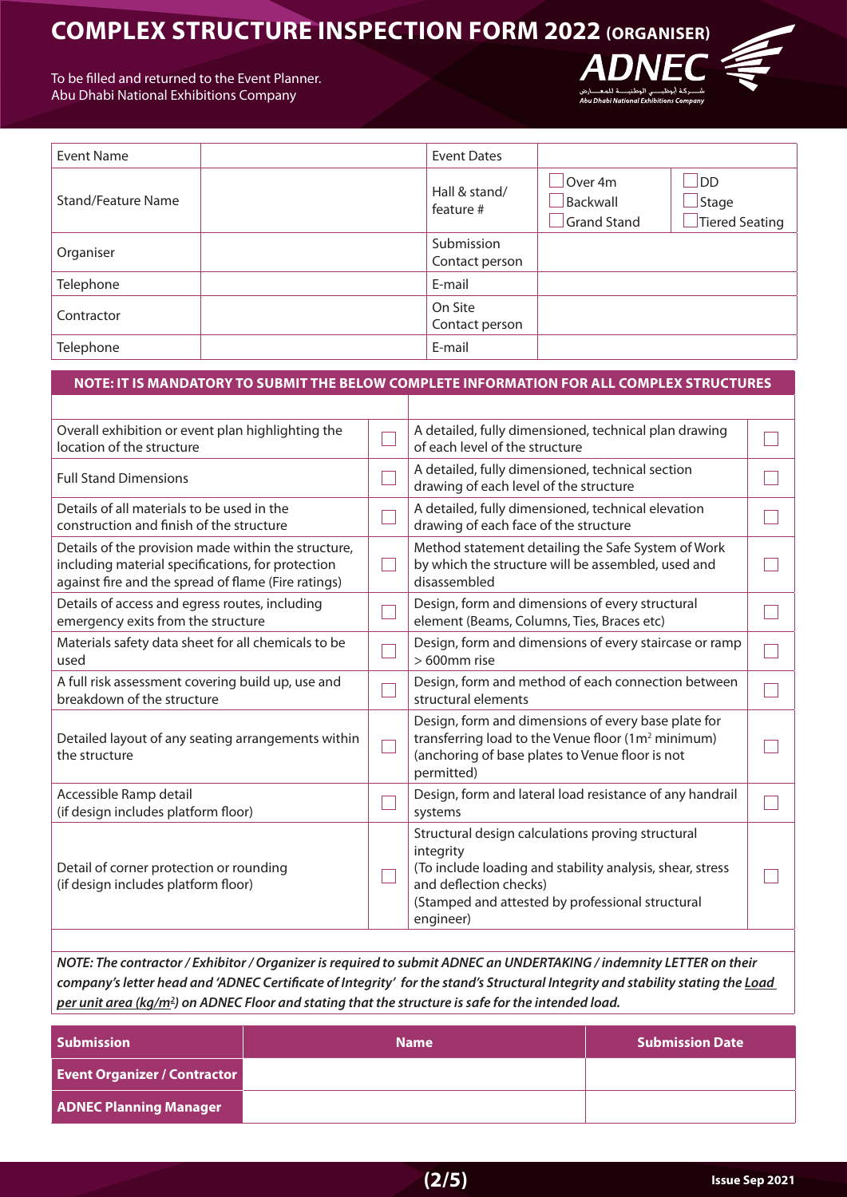# COMPLEX STRUCTURE INSPECTION FORM 2022 (ORGANISER)

To be filled and returned to the Event Planner.
Abu Dhabi National Exhibitions Company

| Event Name | | Event Dates | | |
|---|---|---|---|---|
| Stand/Feature Name | | Hall & stand/ feature # | ☐ Over 4m<br>☐ Backwall<br>☐ Grand Stand | ☐ DD<br>☐ Stage<br>☐ Tiered Seating |
| Organiser | | Submission Contact person | | |
| Telephone | | E-mail | | |
| Contractor | | On Site Contact person | | |
| Telephone | | E-mail | | |

**NOTE: IT IS MANDATORY TO SUBMIT THE BELOW COMPLETE INFORMATION FOR ALL COMPLEX STRUCTURES**

| | | | |
|---|---|---|---|
| Overall exhibition or event plan highlighting the location of the structure | ☐ | A detailed, fully dimensioned, technical plan drawing of each level of the structure | ☐ |
| Full Stand Dimensions | ☐ | A detailed, fully dimensioned, technical section drawing of each level of the structure | ☐ |
| Details of all materials to be used in the construction and finish of the structure | ☐ | A detailed, fully dimensioned, technical elevation drawing of each face of the structure | ☐ |
| Details of the provision made within the structure, including material specifications, for protection against fire and the spread of flame (Fire ratings) | ☐ | Method statement detailing the Safe System of Work by which the structure will be assembled, used and disassembled | ☐ |
| Details of access and egress routes, including emergency exits from the structure | ☐ | Design, form and dimensions of every structural element (Beams, Columns, Ties, Braces etc) | ☐ |
| Materials safety data sheet for all chemicals to be used | ☐ | Design, form and dimensions of every staircase or ramp > 600mm rise | ☐ |
| A full risk assessment covering build up, use and breakdown of the structure | ☐ | Design, form and method of each connection between structural elements | ☐ |
| Detailed layout of any seating arrangements within the structure | ☐ | Design, form and dimensions of every base plate for transferring load to the Venue floor ($1m^2$ minimum) (anchoring of base plates to Venue floor is not permitted) | ☐ |
| Accessible Ramp detail (if design includes platform floor) | ☐ | Design, form and lateral load resistance of any handrail systems | ☐ |
| Detail of corner protection or rounding (if design includes platform floor) | ☐ | Structural design calculations proving structural integrity (To include loading and stability analysis, shear, stress and deflection checks) (Stamped and attested by professional structural engineer) | ☐ |

***NOTE: The contractor / Exhibitor / Organizer is required to submit ADNEC an UNDERTAKING / indemnity LETTER on their company's letter head and 'ADNEC Certificate of Integrity' for the stand's Structural Integrity and stability stating the Load per unit area ($kg/m^2$) on ADNEC Floor and stating that the structure is safe for the intended load.***

| Submission | Name | Submission Date |
|---|---|---|
| **Event Organizer / Contractor** | | |
| **ADNEC Planning Manager** | | |

Issue Sep 2021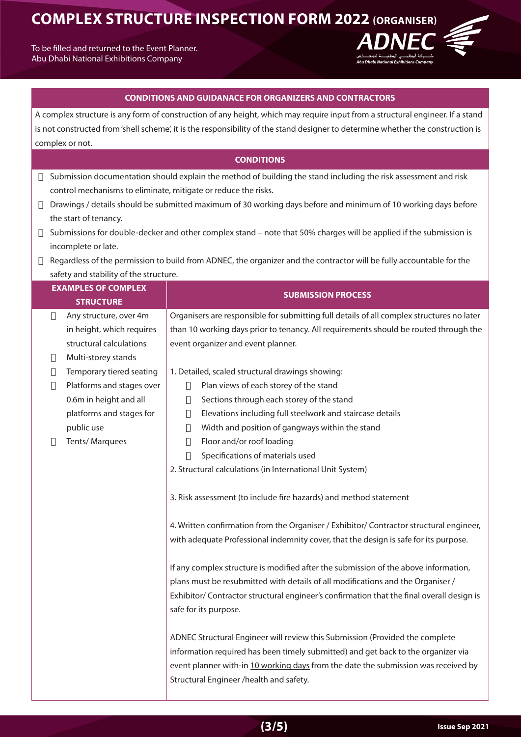# COMPLEX STRUCTURE INSPECTION FORM 2022 (ORGANISER)

To be filled and returned to the Event Planner.
Abu Dhabi National Exhibitions Company

## CONDITIONS AND GUIDANACE FOR ORGANIZERS AND CONTRACTORS

A complex structure is any form of construction of any height, which may require input from a structural engineer. If a stand is not constructed from 'shell scheme', it is the responsibility of the stand designer to determine whether the construction is complex or not.

## CONDITIONS

- Submission documentation should explain the method of building the stand including the risk assessment and risk control mechanisms to eliminate, mitigate or reduce the risks.
- Drawings / details should be submitted maximum of 30 working days before and minimum of 10 working days before the start of tenancy.
- Submissions for double-decker and other complex stand – note that 50% charges will be applied if the submission is incomplete or late.
- Regardless of the permission to build from ADNEC, the organizer and the contractor will be fully accountable for the safety and stability of the structure.

| EXAMPLES OF COMPLEX STRUCTURE | SUBMISSION PROCESS |
|---|---|
| • Any structure, over 4m in height, which requires structural calculations<br>• Multi-storey stands<br>• Temporary tiered seating<br>• Platforms and stages over 0.6m in height and all platforms and stages for public use<br>• Tents/ Marquees | Organisers are responsible for submitting full details of all complex structures no later than 10 working days prior to tenancy. All requirements should be routed through the event organizer and event planner.<br><br>1. Detailed, scaled structural drawings showing:<br>• Plan views of each storey of the stand<br>• Sections through each storey of the stand<br>• Elevations including full steelwork and staircase details<br>• Width and position of gangways within the stand<br>• Floor and/or roof loading<br>• Specifications of materials used<br>2. Structural calculations (in International Unit System)<br><br>3. Risk assessment (to include fire hazards) and method statement<br><br>4. Written confirmation from the Organiser / Exhibitor/ Contractor structural engineer, with adequate Professional indemnity cover, that the design is safe for its purpose.<br><br>If any complex structure is modified after the submission of the above information, plans must be resubmitted with details of all modifications and the Organiser / Exhibitor/ Contractor structural engineer's confirmation that the final overall design is safe for its purpose.<br><br>ADNEC Structural Engineer will review this Submission (Provided the complete information required has been timely submitted) and get back to the organizer via event planner with-in 10 working days from the date the submission was received by Structural Engineer /health and safety. |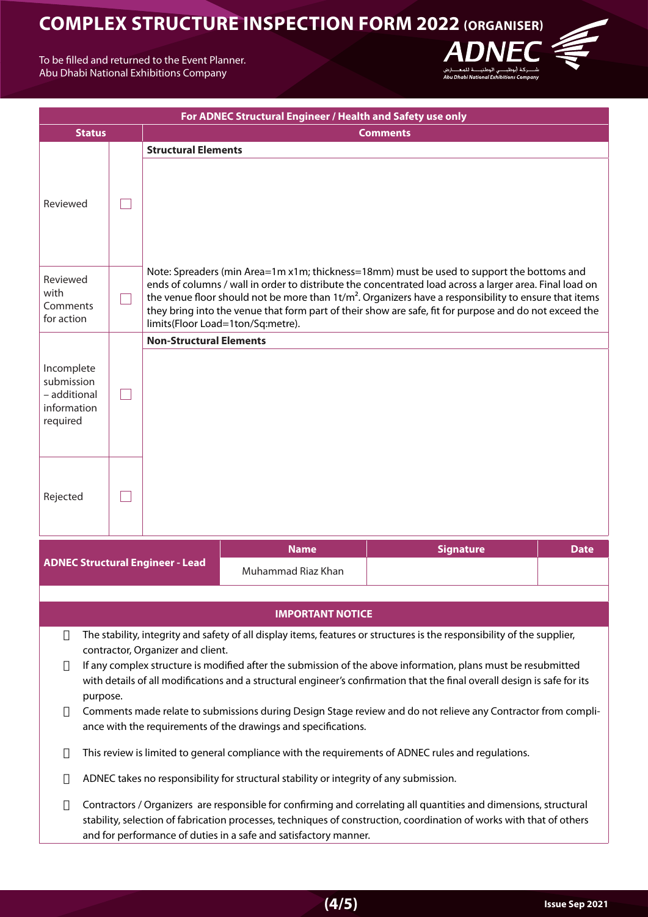# COMPLEX STRUCTURE INSPECTION FORM 2022 (ORGANISER)

To be filled and returned to the Event Planner.
Abu Dhabi National Exhibitions Company

| For ADNEC Structural Engineer / Health and Safety use only | | |
|---|---|---|
| **Status** | | **Comments** |
| Reviewed | ☐ | **Structural Elements** |
| Reviewed with Comments for action | ☐ | Note: Spreaders (min Area=1m x1m; thickness=18mm) must be used to support the bottoms and ends of columns / wall in order to distribute the concentrated load across a larger area. Final load on the venue floor should not be more than $1t/m^2$. Organizers have a responsibility to ensure that items they bring into the venue that form part of their show are safe, fit for purpose and do not exceed the limits(Floor Load=1ton/Sq:metre). |
| Incomplete submission – additional information required | ☐ | **Non-Structural Elements** |
| Rejected | ☐ | |

| | Name | Signature | Date |
|---|---|---|---|
| **ADNEC Structural Engineer - Lead** | Muhammad Riaz Khan | | |

## IMPORTANT NOTICE

- The stability, integrity and safety of all display items, features or structures is the responsibility of the supplier, contractor, Organizer and client.
- If any complex structure is modified after the submission of the above information, plans must be resubmitted with details of all modifications and a structural engineer's confirmation that the final overall design is safe for its purpose.
- Comments made relate to submissions during Design Stage review and do not relieve any Contractor from compliance with the requirements of the drawings and specifications.
- This review is limited to general compliance with the requirements of ADNEC rules and regulations.
- ADNEC takes no responsibility for structural stability or integrity of any submission.
- Contractors / Organizers are responsible for confirming and correlating all quantities and dimensions, structural stability, selection of fabrication processes, techniques of construction, coordination of works with that of others and for performance of duties in a safe and satisfactory manner.

Issue Sep 2021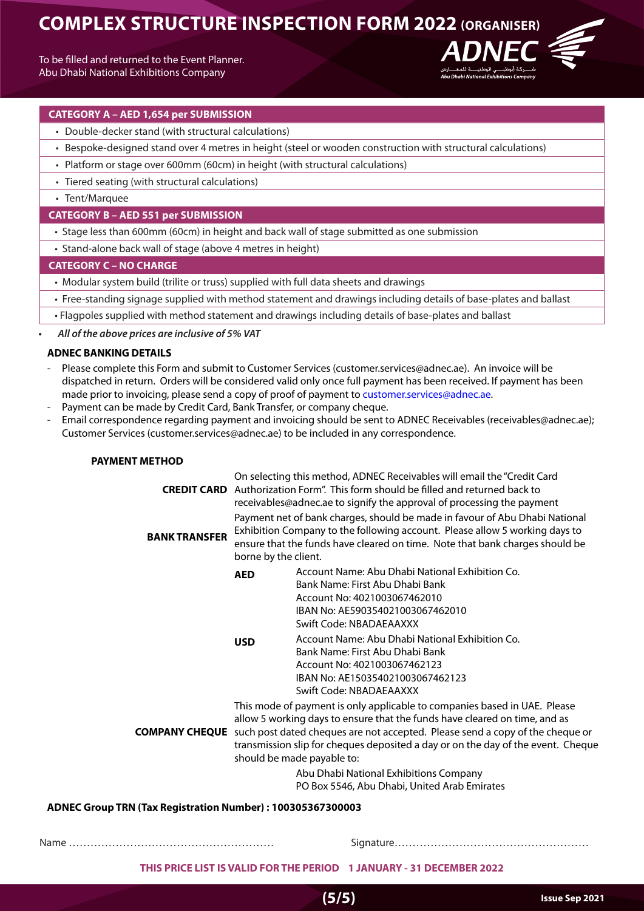# COMPLEX STRUCTURE INSPECTION FORM 2022 (ORGANISER)

To be filled and returned to the Event Planner.
Abu Dhabi National Exhibitions Company

ADNEC

| |
|---|
| **CATEGORY A – AED 1,654 per SUBMISSION** |
| • Double-decker stand (with structural calculations) |
| • Bespoke-designed stand over 4 metres in height (steel or wooden construction with structural calculations) |
| • Platform or stage over 600mm (60cm) in height (with structural calculations) |
| • Tiered seating (with structural calculations) |
| • Tent/Marquee |
| **CATEGORY B – AED 551 per SUBMISSION** |
| • Stage less than 600mm (60cm) in height and back wall of stage submitted as one submission |
| • Stand-alone back wall of stage (above 4 metres in height) |
| **CATEGORY C – NO CHARGE** |
| • Modular system build (trilite or truss) supplied with full data sheets and drawings |
| • Free-standing signage supplied with method statement and drawings including details of base-plates and ballast |
| • Flagpoles supplied with method statement and drawings including details of base-plates and ballast |

- ***All of the above prices are inclusive of 5% VAT***

**ADNEC BANKING DETAILS**

- Please complete this Form and submit to Customer Services (customer.services@adnec.ae). An invoice will be dispatched in return. Orders will be considered valid only once full payment has been received. If payment has been made prior to invoicing, please send a copy of proof of payment to customer.services@adnec.ae.
- Payment can be made by Credit Card, Bank Transfer, or company cheque.
- Email correspondence regarding payment and invoicing should be sent to ADNEC Receivables (receivables@adnec.ae); Customer Services (customer.services@adnec.ae) to be included in any correspondence.

**PAYMENT METHOD**

**CREDIT CARD**
On selecting this method, ADNEC Receivables will email the "Credit Card Authorization Form". This form should be filled and returned back to receivables@adnec.ae to signify the approval of processing the payment

**BANK TRANSFER**
Payment net of bank charges, should be made in favour of Abu Dhabi National Exhibition Company to the following account. Please allow 5 working days to ensure that the funds have cleared on time. Note that bank charges should be borne by the client.

**AED**
Account Name: Abu Dhabi National Exhibition Co.
Bank Name: First Abu Dhabi Bank
Account No: 4021003067462010
IBAN No: AE590354021003067462010
Swift Code: NBADAEAAXXX

**USD**
Account Name: Abu Dhabi National Exhibition Co.
Bank Name: First Abu Dhabi Bank
Account No: 4021003067462123
IBAN No: AE150354021003067462123
Swift Code: NBADAEAAXXX

**COMPANY CHEQUE**
This mode of payment is only applicable to companies based in UAE. Please allow 5 working days to ensure that the funds have cleared on time, and as such post dated cheques are not accepted. Please send a copy of the cheque or transmission slip for cheques deposited a day or on the day of the event. Cheque should be made payable to:

Abu Dhabi National Exhibitions Company
PO Box 5546, Abu Dhabi, United Arab Emirates

**ADNEC Group TRN (Tax Registration Number) : 100305367300003**

Name ……………………………………………………  Signature………………………………………………

**THIS PRICE LIST IS VALID FOR THE PERIOD 1 JANUARY - 31 DECEMBER 2022**

Issue Sep 2021